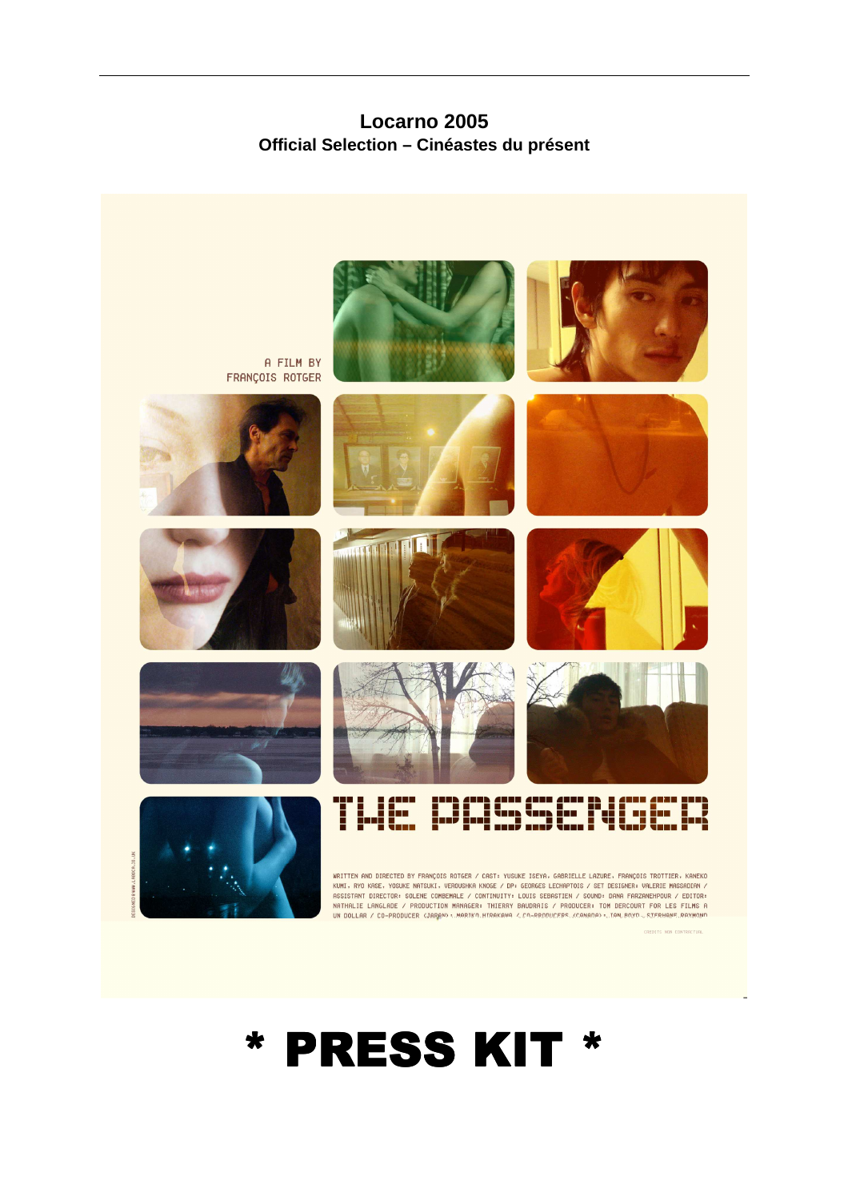**Locarno 2005**

**Official Selection – Cinéastes du présent**

A FILM BY FRANÇOIS ROTGER

# THE PASSENGER

WRITTEN AND DIRECTED BY FRANÇOIS ROTGER / CAST: YUSUKE ISEYA, GABRIELLE LAZURE, FRANÇOIS TROTTIER, KANEKO KUMI, RYO KASE, YOSUKE NATSUKI, VEROUSHKA KNOGE / DP: GEORGES LECHAPTOIS / SET DESIGNER: VALERIE MASSADIAN / ASSISTANT DIRECTOR: SOLENE COMBEMALE / CONTINUITY: LOUIS SEBASTIEN / SOUND: DANA FARZANEHPOUR / EDITOR: NATHALIE LANGLADE / PRODUCTION MANAGER: THIERRY BAUDRAIS / PRODUCER: TOM DERCOURT FOR LES FILMS A UN DOLLAR / CO-PRODUCER (JAPAN): MARIKO HIRAKAWA / CO-PRODUCERS (CANADA): IAN BOYD, STEPHANE RAYMOND

# * PRESS KIT *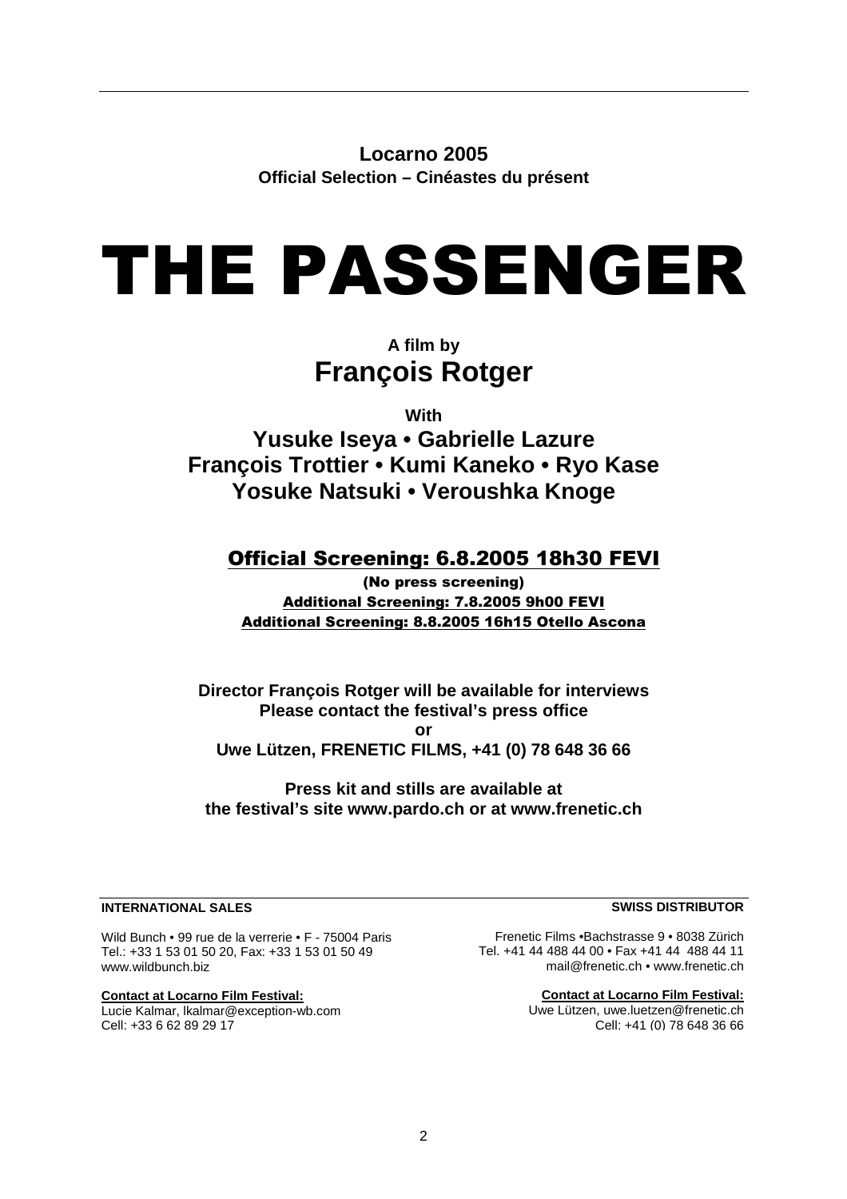**Locarno 2005**
**Official Selection – Cinéastes du présent**

# THE PASSENGER

**A film by**
## François Rotger

**With**
**Yusuke Iseya • Gabrielle Lazure**
**François Trottier • Kumi Kaneko • Ryo Kase**
**Yosuke Natsuki • Veroushka Knoge**

**Official Screening: 6.8.2005 18h30 FEVI**
**(No press screening)**
**Additional Screening: 7.8.2005 9h00 FEVI**
**Additional Screening: 8.8.2005 16h15 Otello Ascona**

**Director François Rotger will be available for interviews**
**Please contact the festival's press office**
**or**
**Uwe Lützen, FRENETIC FILMS, +41 (0) 78 648 36 66**

**Press kit and stills are available at**
**the festival's site www.pardo.ch or at www.frenetic.ch**

**INTERNATIONAL SALES**

Wild Bunch • 99 rue de la verrerie • F - 75004 Paris
Tel.: +33 1 53 01 50 20, Fax: +33 1 53 01 50 49
www.wildbunch.biz

**Contact at Locarno Film Festival:**
Lucie Kalmar, lkalmar@exception-wb.com
Cell: +33 6 62 89 29 17

**SWISS DISTRIBUTOR**

Frenetic Films •Bachstrasse 9 • 8038 Zürich
Tel. +41 44 488 44 00 • Fax +41 44 488 44 11
mail@frenetic.ch • www.frenetic.ch

**Contact at Locarno Film Festival:**
Uwe Lützen, uwe.luetzen@frenetic.ch
Cell: +41 (0) 78 648 36 66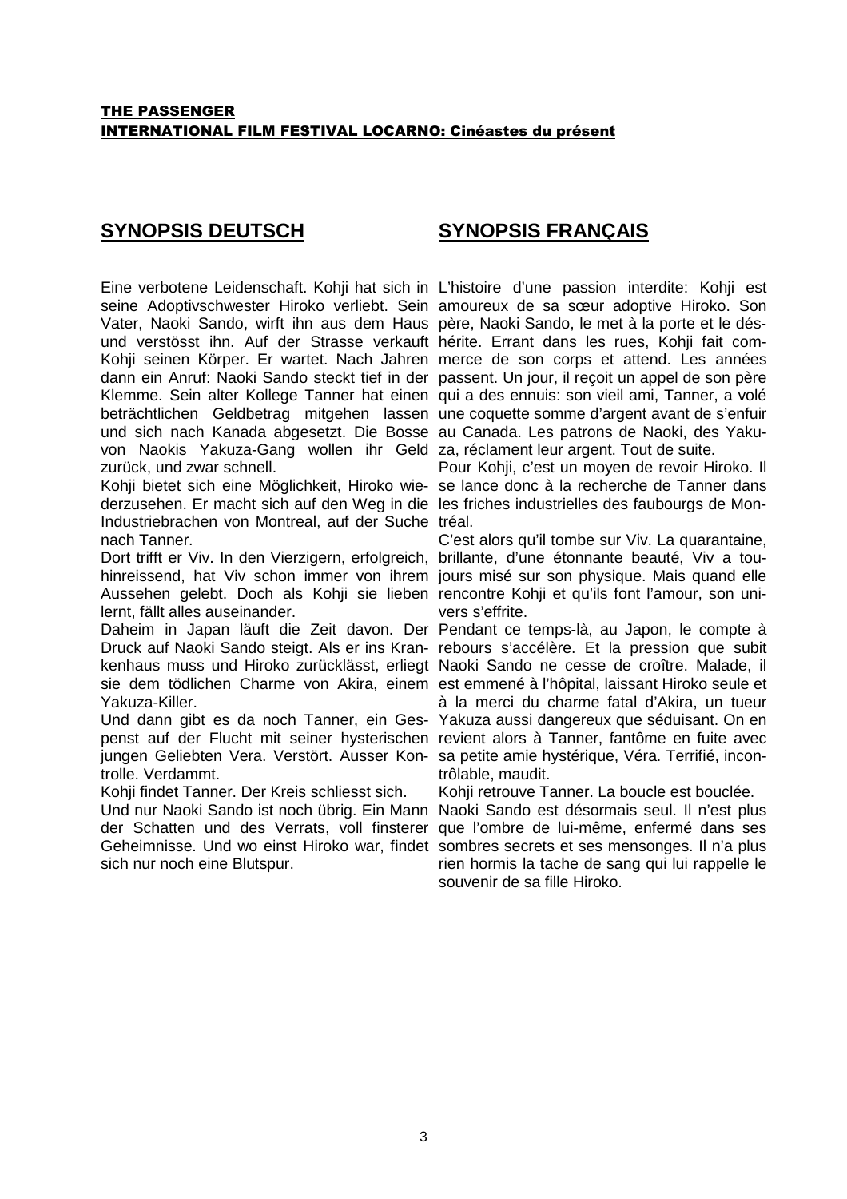**THE PASSENGER**
**INTERNATIONAL FILM FESTIVAL LOCARNO: Cinéastes du présent**

## SYNOPSIS DEUTSCH

Eine verbotene Leidenschaft. Kohji hat sich in seine Adoptivschwester Hiroko verliebt. Sein Vater, Naoki Sando, wirft ihn aus dem Haus und verstösst ihn. Auf der Strasse verkauft Kohji seinen Körper. Er wartet. Nach Jahren dann ein Anruf: Naoki Sando steckt tief in der Klemme. Sein alter Kollege Tanner hat einen beträchtlichen Geldbetrag mitgehen lassen und sich nach Kanada abgesetzt. Die Bosse von Naokis Yakuza-Gang wollen ihr Geld zurück, und zwar schnell.

Kohji bietet sich eine Möglichkeit, Hiroko wiederzusehen. Er macht sich auf den Weg in die Industriebrachen von Montreal, auf der Suche nach Tanner.

Dort trifft er Viv. In den Vierzigern, erfolgreich, hinreissend, hat Viv schon immer von ihrem Aussehen gelebt. Doch als Kohji sie lieben lernt, fällt alles auseinander.

Daheim in Japan läuft die Zeit davon. Der Druck auf Naoki Sando steigt. Als er ins Krankenhaus muss und Hiroko zurücklässt, erliegt sie dem tödlichen Charme von Akira, einem Yakuza-Killer.

Und dann gibt es da noch Tanner, ein Gespenst auf der Flucht mit seiner hysterischen jungen Geliebten Vera. Verstört. Ausser Kontrolle. Verdammt.

Kohji findet Tanner. Der Kreis schliesst sich.

Und nur Naoki Sando ist noch übrig. Ein Mann der Schatten und des Verrats, voll finsterer Geheimnisse. Und wo einst Hiroko war, findet sich nur noch eine Blutspur.

## SYNOPSIS FRANÇAIS

L'histoire d'une passion interdite: Kohji est amoureux de sa sœur adoptive Hiroko. Son père, Naoki Sando, le met à la porte et le déshérite. Errant dans les rues, Kohji fait commerce de son corps et attend. Les années passent. Un jour, il reçoit un appel de son père qui a des ennuis: son vieil ami, Tanner, a volé une coquette somme d'argent avant de s'enfuir au Canada. Les patrons de Naoki, des Yakuza, réclament leur argent. Tout de suite.

Pour Kohji, c'est un moyen de revoir Hiroko. Il se lance donc à la recherche de Tanner dans les friches industrielles des faubourgs de Montréal.

C'est alors qu'il tombe sur Viv. La quarantaine, brillante, d'une étonnante beauté, Viv a toujours misé sur son physique. Mais quand elle rencontre Kohji et qu'ils font l'amour, son univers s'effrite.

Pendant ce temps-là, au Japon, le compte à rebours s'accélère. Et la pression que subit Naoki Sando ne cesse de croître. Malade, il est emmené à l'hôpital, laissant Hiroko seule et à la merci du charme fatal d'Akira, un tueur Yakuza aussi dangereux que séduisant. On en revient alors à Tanner, fantôme en fuite avec sa petite amie hystérique, Véra. Terrifié, incontrôlable, maudit.

Kohji retrouve Tanner. La boucle est bouclée.

Naoki Sando est désormais seul. Il n'est plus que l'ombre de lui-même, enfermé dans ses sombres secrets et ses mensonges. Il n'a plus rien hormis la tache de sang qui lui rappelle le souvenir de sa fille Hiroko.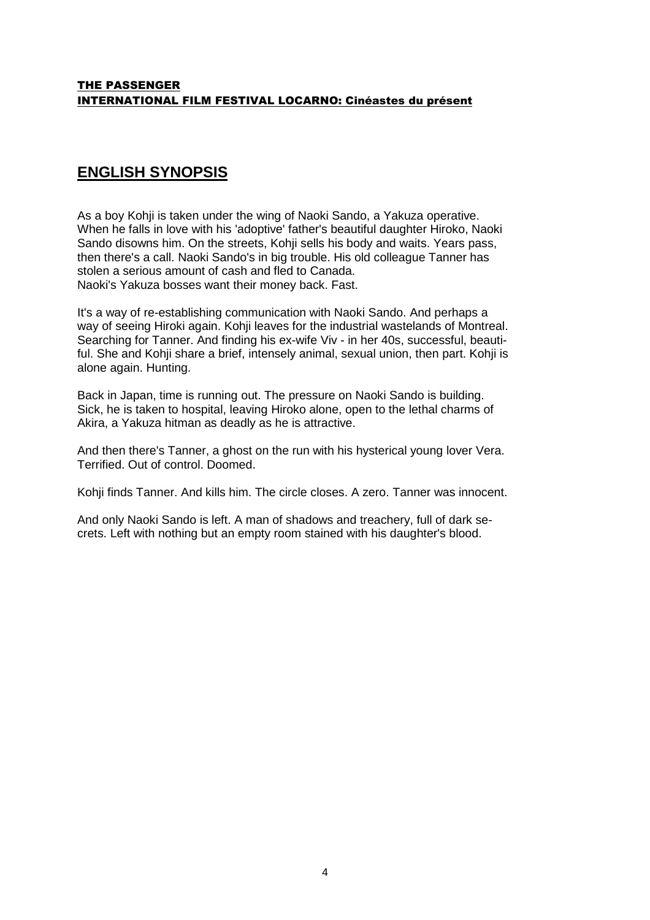**THE PASSENGER**
**INTERNATIONAL FILM FESTIVAL LOCARNO: Cinéastes du présent**

## ENGLISH SYNOPSIS

As a boy Kohji is taken under the wing of Naoki Sando, a Yakuza operative. When he falls in love with his 'adoptive' father's beautiful daughter Hiroko, Naoki Sando disowns him. On the streets, Kohji sells his body and waits. Years pass, then there's a call. Naoki Sando's in big trouble. His old colleague Tanner has stolen a serious amount of cash and fled to Canada.
Naoki's Yakuza bosses want their money back. Fast.

It's a way of re-establishing communication with Naoki Sando. And perhaps a way of seeing Hiroki again. Kohji leaves for the industrial wastelands of Montreal. Searching for Tanner. And finding his ex-wife Viv - in her 40s, successful, beautiful. She and Kohji share a brief, intensely animal, sexual union, then part. Kohji is alone again. Hunting.

Back in Japan, time is running out. The pressure on Naoki Sando is building. Sick, he is taken to hospital, leaving Hiroko alone, open to the lethal charms of Akira, a Yakuza hitman as deadly as he is attractive.

And then there's Tanner, a ghost on the run with his hysterical young lover Vera. Terrified. Out of control. Doomed.

Kohji finds Tanner. And kills him. The circle closes. A zero. Tanner was innocent.

And only Naoki Sando is left. A man of shadows and treachery, full of dark secrets. Left with nothing but an empty room stained with his daughter's blood.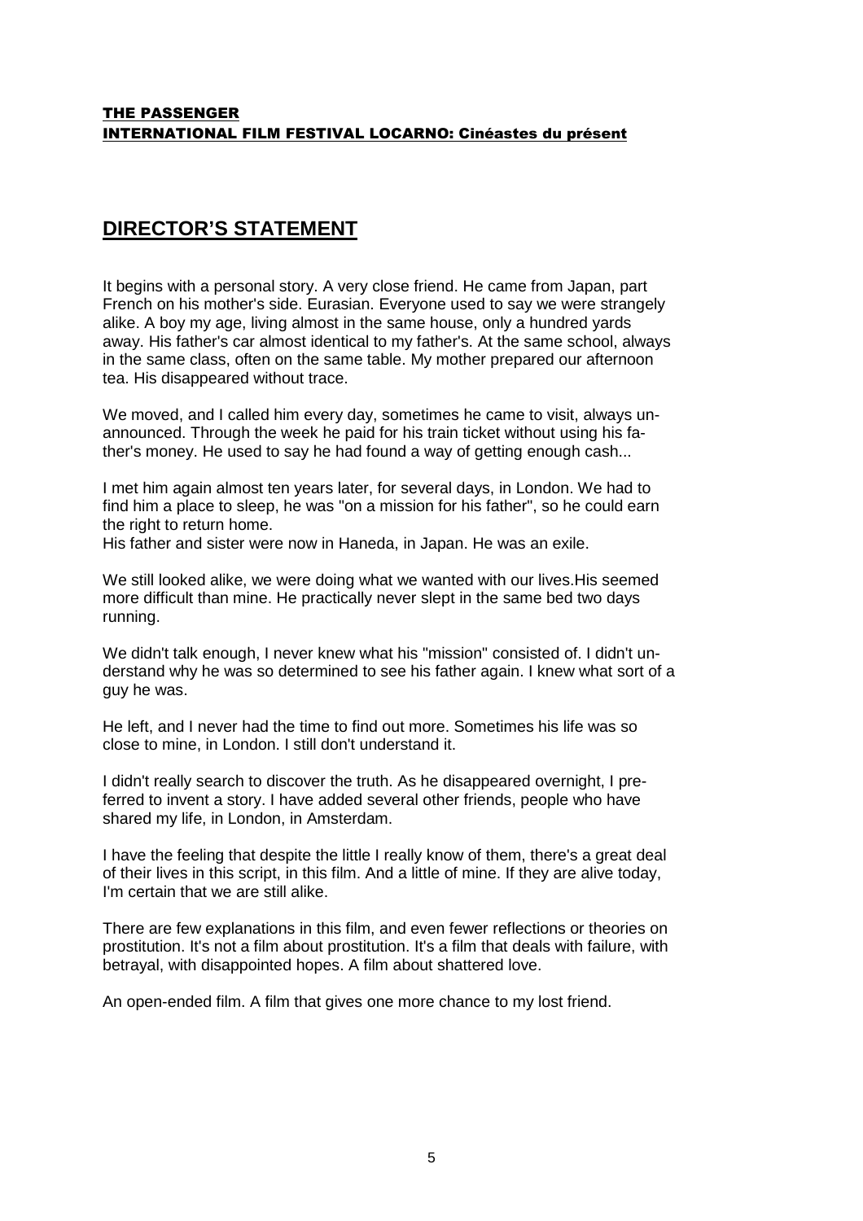**THE PASSENGER**
**INTERNATIONAL FILM FESTIVAL LOCARNO: Cinéastes du présent**

## DIRECTOR'S STATEMENT

It begins with a personal story. A very close friend. He came from Japan, part French on his mother's side. Eurasian. Everyone used to say we were strangely alike. A boy my age, living almost in the same house, only a hundred yards away. His father's car almost identical to my father's. At the same school, always in the same class, often on the same table. My mother prepared our afternoon tea. His disappeared without trace.

We moved, and I called him every day, sometimes he came to visit, always unannounced. Through the week he paid for his train ticket without using his father's money. He used to say he had found a way of getting enough cash...

I met him again almost ten years later, for several days, in London. We had to find him a place to sleep, he was "on a mission for his father", so he could earn the right to return home.
His father and sister were now in Haneda, in Japan. He was an exile.

We still looked alike, we were doing what we wanted with our lives.His seemed more difficult than mine. He practically never slept in the same bed two days running.

We didn't talk enough, I never knew what his "mission" consisted of. I didn't understand why he was so determined to see his father again. I knew what sort of a guy he was.

He left, and I never had the time to find out more. Sometimes his life was so close to mine, in London. I still don't understand it.

I didn't really search to discover the truth. As he disappeared overnight, I preferred to invent a story. I have added several other friends, people who have shared my life, in London, in Amsterdam.

I have the feeling that despite the little I really know of them, there's a great deal of their lives in this script, in this film. And a little of mine. If they are alive today, I'm certain that we are still alike.

There are few explanations in this film, and even fewer reflections or theories on prostitution. It's not a film about prostitution. It's a film that deals with failure, with betrayal, with disappointed hopes. A film about shattered love.

An open-ended film. A film that gives one more chance to my lost friend.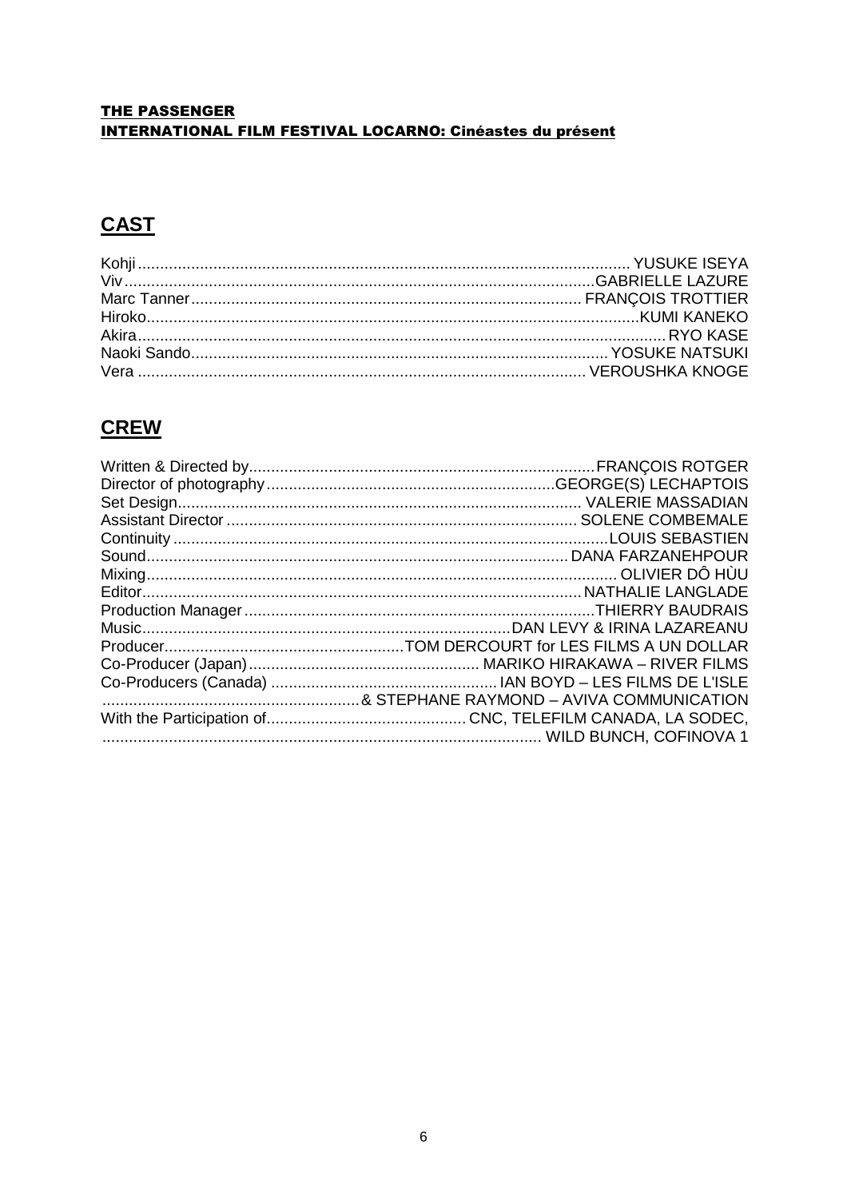**THE PASSENGER**
**INTERNATIONAL FILM FESTIVAL LOCARNO: Cinéastes du présent**

## CAST

Kohji.............................................................................................................. YUSUKE ISEYA
Viv........................................................................................................GABRIELLE LAZURE
Marc Tanner...................................................................................... FRANÇOIS TROTTIER
Hiroko...............................................................................................................KUMI KANEKO
Akira...................................................................................................................... RYO KASE
Naoki Sando............................................................................................ YOSUKE NATSUKI
Vera .................................................................................................... VEROUSHKA KNOGE

## CREW

Written & Directed by..............................................................................FRANÇOIS ROTGER
Director of photography.................................................................GEORGE(S) LECHAPTOIS
Set Design.......................................................................................... VALERIE MASSADIAN
Assistant Director ............................................................................... SOLENE COMBEMALE
Continuity .................................................................................................LOUIS SEBASTIEN
Sound.............................................................................................. DANA FARZANEHPOUR
Mixing........................................................................................................... OLIVIER DÔ HÙU
Editor.................................................................................................. NATHALIE LANGLADE
Production Manager..............................................................................THIERRY BAUDRAIS
Music...................................................................................DAN LEVY & IRINA LAZAREANU
Producer......................................................TOM DERCOURT for LES FILMS A UN DOLLAR
Co-Producer (Japan).................................................... MARIKO HIRAKAWA – RIVER FILMS
Co-Producers (Canada) ................................................... IAN BOYD – LES FILMS DE L'ISLE
..........................................................& STEPHANE RAYMOND – AVIVA COMMUNICATION
With the Participation of............................................ CNC, TELEFILM CANADA, LA SODEC,
.................................................................................................. WILD BUNCH, COFINOVA 1